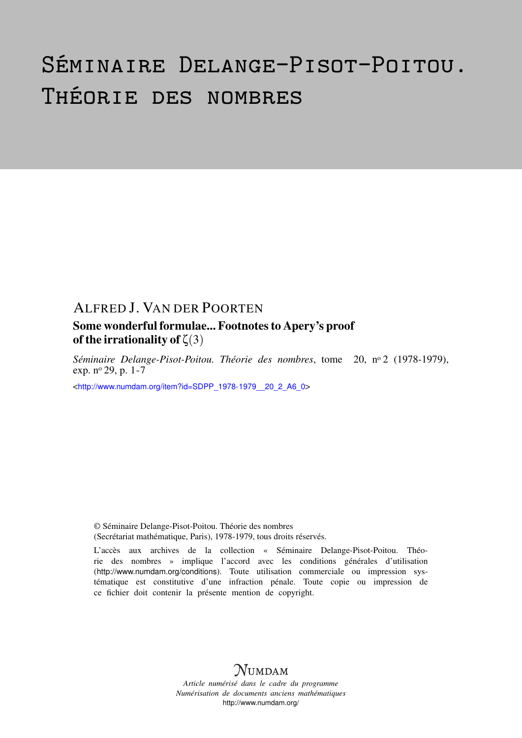# Séminaire Delange-Pisot-Poitou. Théorie des nombres

ALFRED J. VAN DER POORTEN

## Some wonderful formulae... Footnotes to Apery's proof of the irrationality of $\zeta(3)$

*Séminaire Delange-Pisot-Poitou. Théorie des nombres*, tome 20, nº 2 (1978-1979), exp. nº 29, p. 1-7

<http://www.numdam.org/item?id=SDPP_1978-1979__20_2_A6_0>

© Séminaire Delange-Pisot-Poitou. Théorie des nombres (Secrétariat mathématique, Paris), 1978-1979, tous droits réservés.

L'accès aux archives de la collection « Séminaire Delange-Pisot-Poitou. Théorie des nombres » implique l'accord avec les conditions générales d'utilisation (http://www.numdam.org/conditions). Toute utilisation commerciale ou impression systématique est constitutive d'une infraction pénale. Toute copie ou impression de ce fichier doit contenir la présente mention de copyright.

NUMDAM

*Article numérisé dans le cadre du programme Numérisation de documents anciens mathématiques*
http://www.numdam.org/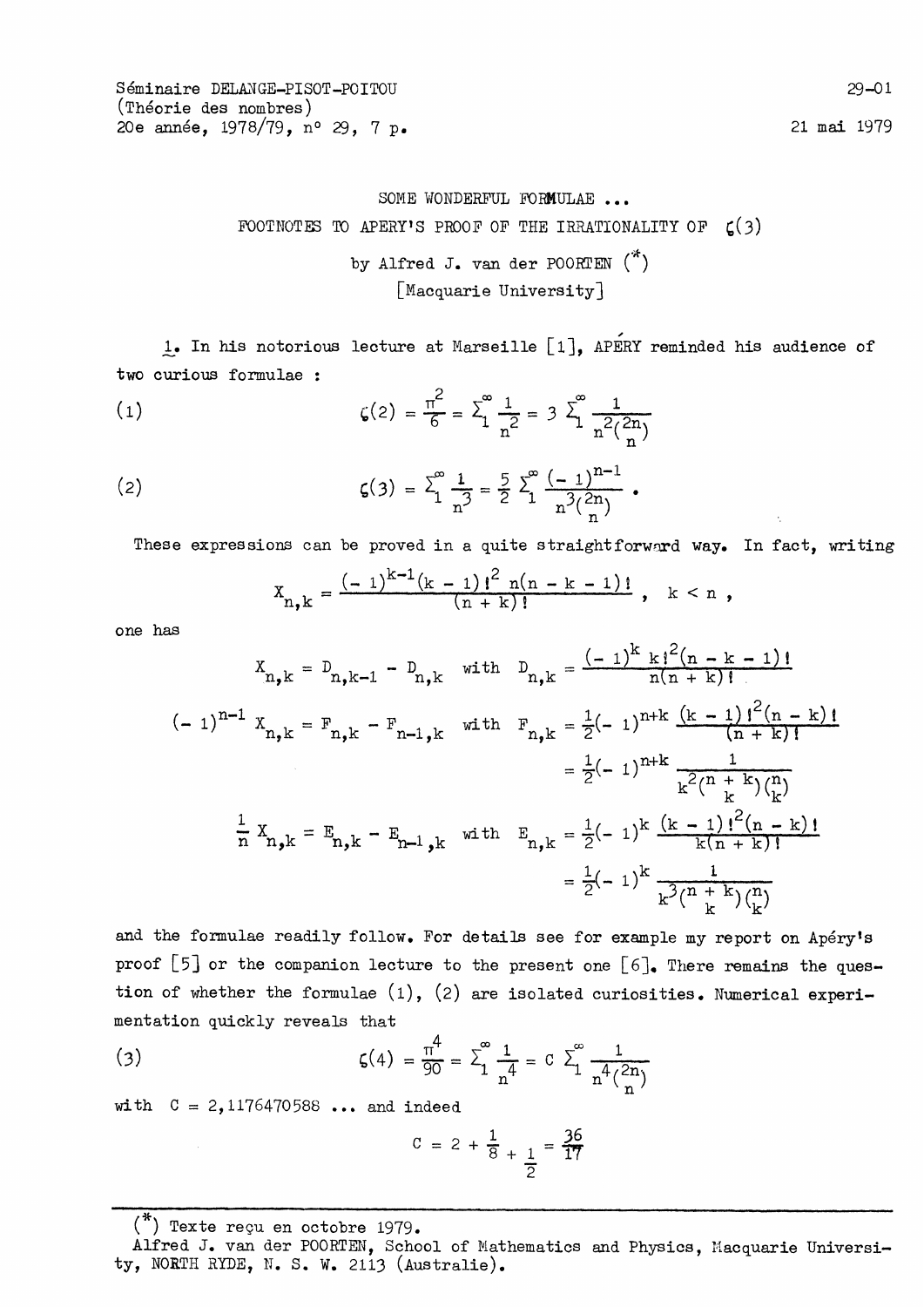Séminaire DELANGE-PISOT-POITOU
(Théorie des nombres)
20e année, 1978/79, n° 29, 7 p.

21 mai 1979

# SOME WONDERFUL FORMULAE ...
## FOOTNOTES TO APERY'S PROOF OF THE IRRATIONALITY OF $\zeta(3)$

by Alfred J. van der POORTEN (*)
[Macquarie University]

1. In his notorious lecture at Marseille [1], APÉRY reminded his audience of two curious formulae :

$$\zeta(2) = \frac{\pi^2}{6} = \sum_1^\infty \frac{1}{n^2} = 3 \sum_1^\infty \frac{1}{n^2\binom{2n}{n}} \tag{1}$$

$$\zeta(3) = \sum_1^\infty \frac{1}{n^3} = \frac{5}{2} \sum_1^\infty \frac{(-1)^{n-1}}{n^3\binom{2n}{n}} . \tag{2}$$

These expressions can be proved in a quite straightforward way. In fact, writing

$$X_{n,k} = \frac{(-1)^{k-1}(k-1)!^2\, n(n-k-1)!}{(n+k)!} , \quad k < n ,$$

one has

$$X_{n,k} = D_{n,k-1} - D_{n,k} \quad \text{with} \quad D_{n,k} = \frac{(-1)^k\, k!^2 (n-k-1)!}{n(n+k)!}$$

$$(-1)^{n-1} X_{n,k} = F_{n,k} - F_{n-1,k} \quad \text{with} \quad F_{n,k} = \frac{1}{2}(-1)^{n+k} \frac{(k-1)!^2(n-k)!}{(n+k)!} = \frac{1}{2}(-1)^{n+k} \frac{1}{k^2\binom{n+k}{k}\binom{n}{k}}$$

$$\frac{1}{n} X_{n,k} = E_{n,k} - E_{n-1,k} \quad \text{with} \quad E_{n,k} = \frac{1}{2}(-1)^k \frac{(k-1)!^2(n-k)!}{k(n+k)!} = \frac{1}{2}(-1)^k \frac{1}{k^3\binom{n+k}{k}\binom{n}{k}}$$

and the formulae readily follow. For details see for example my report on Apéry's proof [5] or the companion lecture to the present one [6]. There remains the question of whether the formulae (1), (2) are isolated curiosities. Numerical experimentation quickly reveals that

$$\zeta(4) = \frac{\pi^4}{90} = \sum_1^\infty \frac{1}{n^4} = C \sum_1^\infty \frac{1}{n^4\binom{2n}{n}} \tag{3}$$

with $C = 2{,}1176470588 \ldots$ and indeed

$$C = 2 + \cfrac{1}{8 + \cfrac{1}{2}} = \frac{36}{17}$$

---

(*) Texte reçu en octobre 1979.
Alfred J. van der POORTEN, School of Mathematics and Physics, Macquarie University, NORTH RYDE, N. S. W. 2113 (Australie).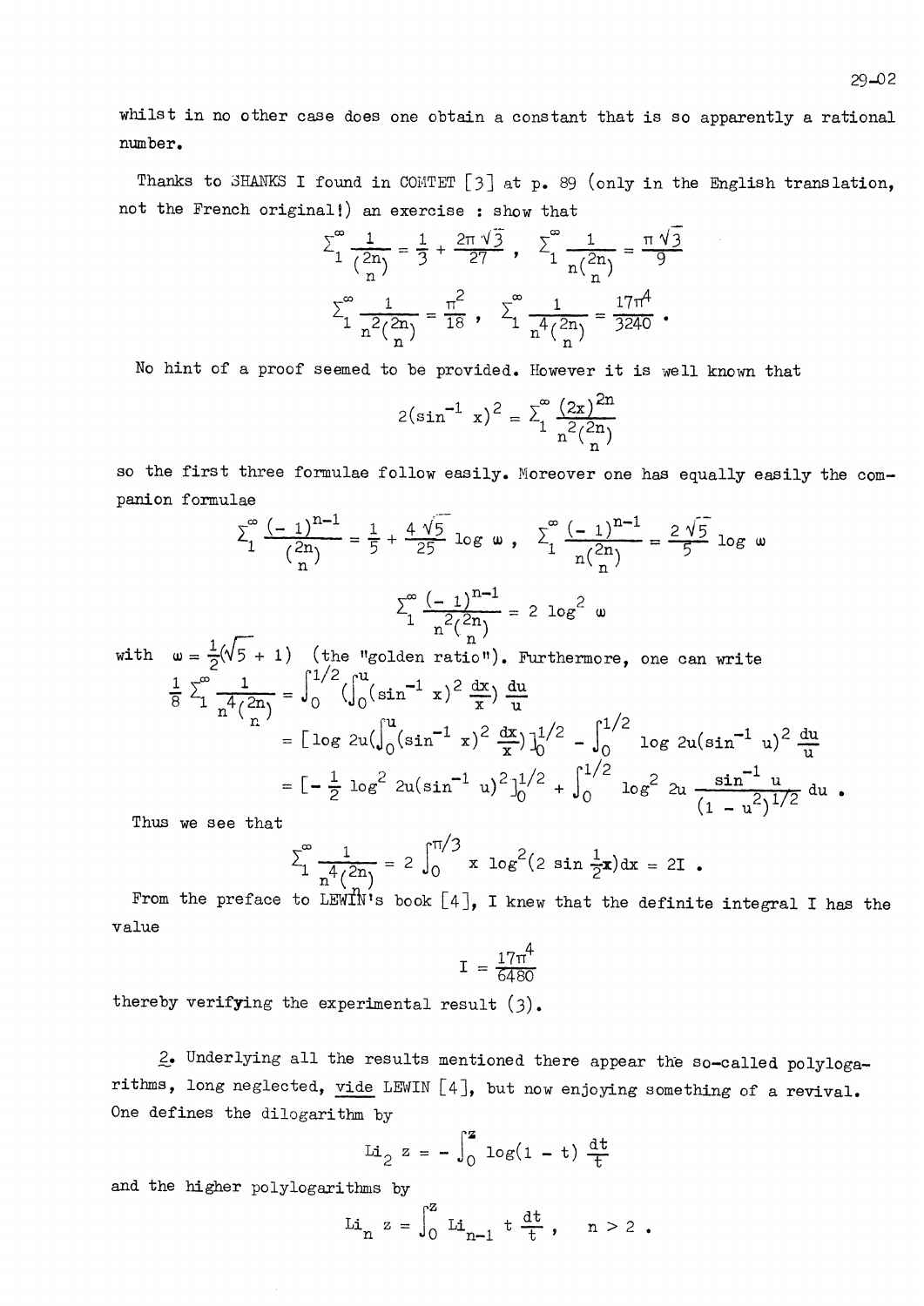whilst in no other case does one obtain a constant that is so apparently a rational number.

Thanks to SHANKS I found in COMTET [3] at p. 89 (only in the English translation, not the French original!) an exercise : show that

$$\sum_1^\infty \frac{1}{\binom{2n}{n}} = \frac{1}{3} + \frac{2\pi\sqrt{3}}{27}, \quad \sum_1^\infty \frac{1}{n\binom{2n}{n}} = \frac{\pi\sqrt{3}}{9}$$

$$\sum_1^\infty \frac{1}{n^2\binom{2n}{n}} = \frac{\pi^2}{18}, \quad \sum_1^\infty \frac{1}{n^4\binom{2n}{n}} = \frac{17\pi^4}{3240}.$$

No hint of a proof seemed to be provided. However it is well known that

$$2(\sin^{-1} x)^2 = \sum_1^\infty \frac{(2x)^{2n}}{n^2\binom{2n}{n}}$$

so the first three formulae follow easily. Moreover one has equally easily the companion formulae

$$\sum_1^\infty \frac{(-1)^{n-1}}{\binom{2n}{n}} = \frac{1}{5} + \frac{4\sqrt{5}}{25}\log \omega, \quad \sum_1^\infty \frac{(-1)^{n-1}}{n\binom{2n}{n}} = \frac{2\sqrt{5}}{5}\log \omega$$

$$\sum_1^\infty \frac{(-1)^{n-1}}{n^2\binom{2n}{n}} = 2\log^2 \omega$$

with $\omega = \frac{1}{2}(\sqrt{5}+1)$ (the "golden ratio"). Furthermore, one can write

$$\begin{aligned}
\frac{1}{8}\sum_1^\infty \frac{1}{n^4\binom{2n}{n}} &= \int_0^{1/2}\left(\int_0^u (\sin^{-1} x)^2 \frac{dx}{x}\right)\frac{du}{u} \\
&= \left[\log 2u\left(\int_0^u (\sin^{-1} x)^2 \frac{dx}{x}\right)\right]_0^{1/2} - \int_0^{1/2} \log 2u(\sin^{-1} u)^2 \frac{du}{u} \\
&= \left[-\frac{1}{2}\log^2 2u(\sin^{-1} u)^2\right]_0^{1/2} + \int_0^{1/2} \log^2 2u \frac{\sin^{-1} u}{(1-u^2)^{1/2}}\,du .
\end{aligned}$$

Thus we see that

$$\sum_1^\infty \frac{1}{n^4\binom{2n}{n}} = 2\int_0^{\pi/3} x\log^2(2\sin\tfrac{1}{2}x)\,dx = 2I .$$

From the preface to LEWIN's book [4], I knew that the definite integral I has the value

$$I = \frac{17\pi^4}{6480}$$

thereby verifying the experimental result (3).

2. Underlying all the results mentioned there appear the so-called polylogarithms, long neglected, *vide* LEWIN [4], but now enjoying something of a revival. One defines the dilogarithm by

$$\mathrm{Li}_2\, z = -\int_0^z \log(1-t)\frac{dt}{t}$$

and the higher polylogarithms by

$$\mathrm{Li}_n\, z = \int_0^z \mathrm{Li}_{n-1}\, t\,\frac{dt}{t}, \quad n > 2 .$$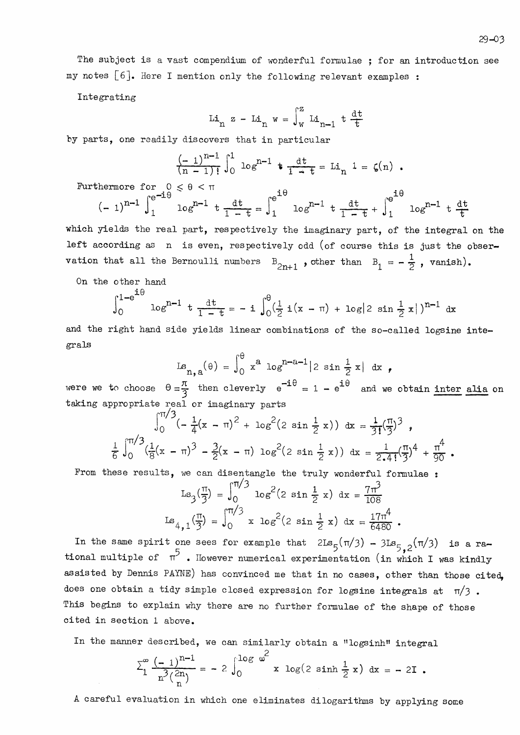The subject is a vast compendium of wonderful formulae ; for an introduction see my notes [6]. Here I mention only the following relevant examples :

Integrating

$$\mathrm{Li}_n\, z - \mathrm{Li}_n\, w = \int_w^z \mathrm{Li}_{n-1}\, t\, \frac{dt}{t}$$

by parts, one readily discovers that in particular

$$\frac{(-1)^{n-1}}{(n-1)!} \int_0^1 \log^{n-1} t \frac{dt}{1-t} = \mathrm{Li}_n\, 1 = \zeta(n) \; .$$

Furthermore for $0 \leqslant \theta < \pi$

$$(-1)^{n-1} \int_1^{e^{-i\theta}} \log^{n-1} t \frac{dt}{1-t} = \int_1^{e^{i\theta}} \log^{n-1} t \frac{dt}{1-t} + \int_1^{e^{i\theta}} \log^{n-1} t \frac{dt}{t}$$

which yields the real part, respectively the imaginary part, of the integral on the left according as $n$ is even, respectively odd (of course this is just the observation that all the Bernoulli numbers $B_{2n+1}$, other than $B_1 = -\frac{1}{2}$, vanish).

On the other hand

$$\int_0^{1-e^{i\theta}} \log^{n-1} t \frac{dt}{1-t} = -i \int_0^{\theta} (\tfrac{1}{2}\, i(x-\pi) + \log|2 \sin \tfrac{1}{2} x|)^{n-1}\, dx$$

and the right hand side yields linear combinations of the so-called logsine integrals

$$\mathrm{Ls}_{n,a}(\theta) = \int_0^{\theta} x^a \log^{n-a-1}|2 \sin \tfrac{1}{2} x|\; dx \; ,$$

were we to choose $\theta = \frac{\pi}{3}$ then cleverly $e^{-i\theta} = 1 - e^{i\theta}$ and we obtain <u>inter alia</u> on taking appropriate real or imaginary parts

$$\int_0^{\pi/3} (-\tfrac{1}{4}(x-\pi)^2 + \log^2(2 \sin \tfrac{1}{2} x))\; dx = \frac{1}{3!}(\frac{\pi}{3})^3 \; ,$$

$$\frac{1}{6} \int_0^{\pi/3} (\tfrac{1}{8}(x-\pi)^3 - \tfrac{3}{2}(x-\pi) \log^2(2 \sin \tfrac{1}{2} x))\; dx = \frac{1}{2.4!}(\frac{\pi}{3})^4 + \frac{\pi^4}{90} \; .$$

From these results, we can disentangle the truly wonderful formulae :

$$\mathrm{Ls}_3(\tfrac{\pi}{3}) = \int_0^{\pi/3} \log^2(2 \sin \tfrac{1}{2} x)\; dx = \frac{7\pi^3}{108}$$

$$\mathrm{Ls}_{4,1}(\tfrac{\pi}{3}) = \int_0^{\pi/3} x \log^2(2 \sin \tfrac{1}{2} x)\; dx = \frac{17\pi^4}{6480} \; .$$

In the same spirit one sees for example that $2\mathrm{Ls}_5(\pi/3) - 3\mathrm{Ls}_{5,2}(\pi/3)$ is a rational multiple of $\pi^5$. However numerical experimentation (in which I was kindly assisted by Dennis PAYNE) has convinced me that in no cases, other than those cited, does one obtain a tidy simple closed expression for logsine integrals at $\pi/3$. This begins to explain why there are no further formulae of the shape of those cited in section 1 above.

In the manner described, we can similarly obtain a "logsinh" integral

$$\sum_1^{\infty} \frac{(-1)^{n-1}}{n^3 \binom{2n}{n}} = -2 \int_0^{\log \omega^2} x \log(2 \sinh \tfrac{1}{2} x)\; dx = -2I \; .$$

A careful evaluation in which one eliminates dilogarithms by applying some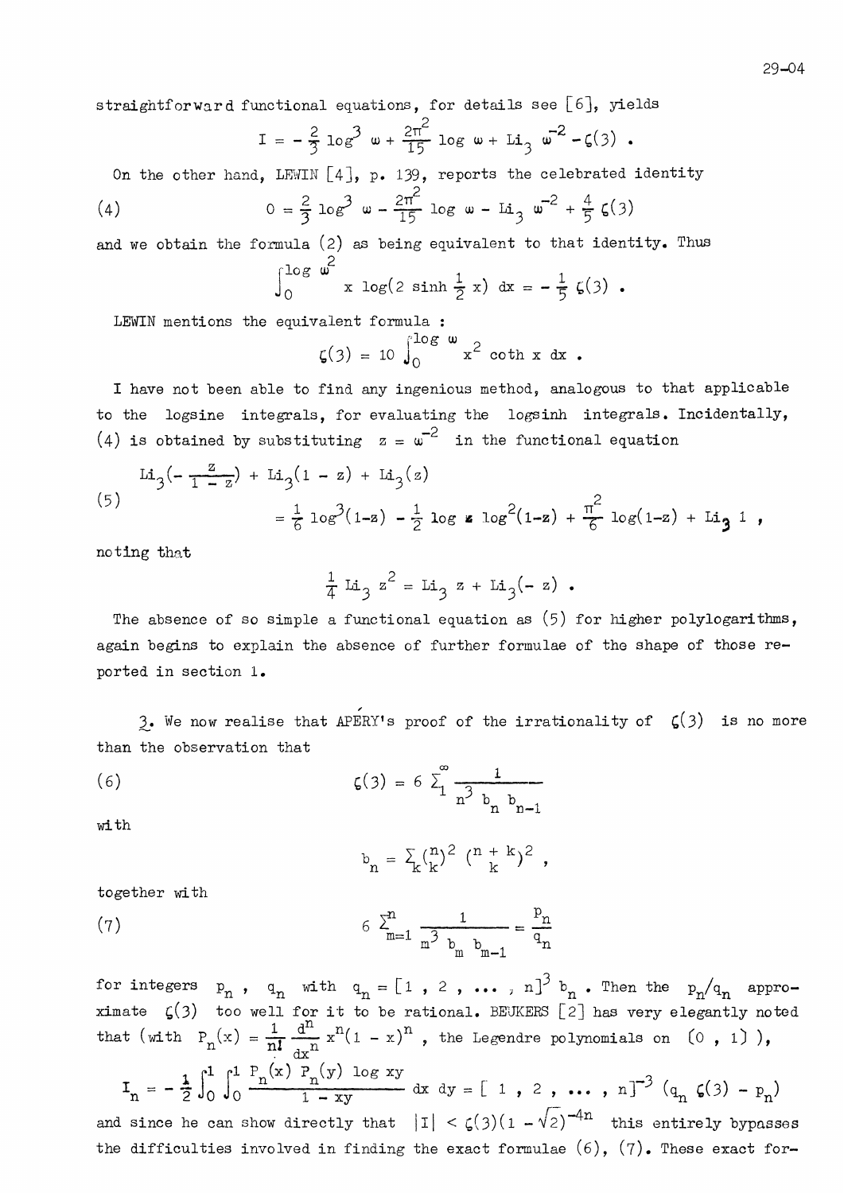straightforward functional equations, for details see [6], yields

$$I = -\frac{2}{3}\log^3 \omega + \frac{2\pi^2}{15}\log \omega + \mathrm{Li}_3\, \omega^{-2} - \zeta(3) .$$

On the other hand, LEWIN [4], p. 139, reports the celebrated identity

$$(4) \qquad 0 = \frac{2}{3}\log^3 \omega - \frac{2\pi^2}{15}\log \omega - \mathrm{Li}_3\, \omega^{-2} + \frac{4}{5}\zeta(3)$$

and we obtain the formula (2) as being equivalent to that identity. Thus

$$\int_0^{\log \omega^2} x \log(2 \sinh \tfrac{1}{2} x)\, dx = -\frac{1}{5}\zeta(3) .$$

LEWIN mentions the equivalent formula :

$$\zeta(3) = 10 \int_0^{\log \omega} x^2 \coth x\, dx .$$

I have not been able to find any ingenious method, analogous to that applicable to the logsine integrals, for evaluating the logsinh integrals. Incidentally, (4) is obtained by substituting $z = \omega^{-2}$ in the functional equation

$$(5) \qquad \begin{aligned} &\mathrm{Li}_3(-\tfrac{z}{1-z}) + \mathrm{Li}_3(1-z) + \mathrm{Li}_3(z) \\ &\qquad = \frac{1}{6}\log^3(1-z) - \frac{1}{2}\log z \log^2(1-z) + \frac{\pi^2}{6}\log(1-z) + \mathrm{Li}_3\, 1 , \end{aligned}$$

noting that

$$\frac{1}{4}\mathrm{Li}_3\, z^2 = \mathrm{Li}_3\, z + \mathrm{Li}_3(-z) .$$

The absence of so simple a functional equation as (5) for higher polylogarithms, again begins to explain the absence of further formulae of the shape of those reported in section 1.

3. We now realise that APÉRY's proof of the irrationality of $\zeta(3)$ is no more than the observation that

$$(6) \qquad \zeta(3) = 6 \sum_1^{\infty} \frac{1}{n^3\, b_n\, b_{n-1}}$$

with

$$b_n = \sum_k \binom{n}{k}^2 \binom{n+k}{k}^2 ,$$

together with

$$(7) \qquad 6 \sum_{m=1}^{n} \frac{1}{m^3\, b_m\, b_{m-1}} = \frac{p_n}{q_n}$$

for integers $p_n$, $q_n$ with $q_n = [1, 2, \ldots, n]^3\, b_n$. Then the $p_n/q_n$ approximate $\zeta(3)$ too well for it to be rational. BEUKERS [2] has very elegantly noted that (with $P_n(x) = \frac{1}{n!}\frac{d^n}{dx^n} x^n(1-x)^n$, the Legendre polynomials on $(0, 1)$),

$$I_n = -\frac{1}{2}\int_0^1\int_0^1 \frac{P_n(x)\, P_n(y)\log xy}{1-xy}\, dx\, dy = [1, 2, \ldots, n]^{-3}\,(q_n\, \zeta(3) - p_n)$$

and since he can show directly that $|I| < \zeta(3)(1-\sqrt{2})^{-4n}$ this entirely bypasses the difficulties involved in finding the exact formulae (6), (7). These exact for-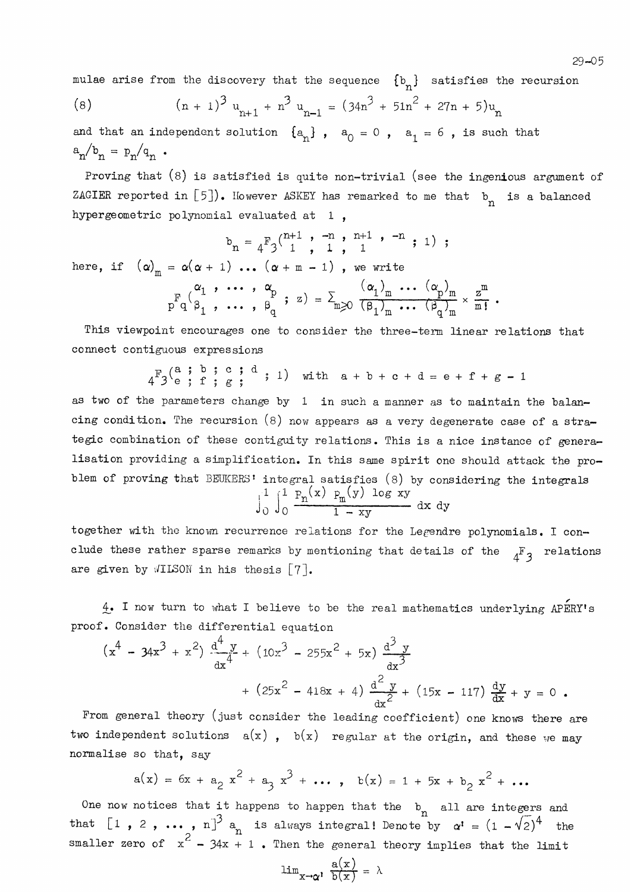mulae arise from the discovery that the sequence $\{b_n\}$ satisfies the recursion

$$(8) \qquad (n+1)^3 u_{n+1} + n^3 u_{n-1} = (34n^3 + 51n^2 + 27n + 5)u_n$$

and that an independent solution $\{a_n\}$ , $a_0 = 0$ , $a_1 = 6$ , is such that $a_n/b_n = p_n/q_n$ .

Proving that (8) is satisfied is quite non-trivial (see the ingenious argument of ZAGIER reported in [5]). However ASKEY has remarked to me that $b_n$ is a balanced hypergeometric polynomial evaluated at 1 ,

$$b_n = {}_4F_3\left({n+1 \,,\, -n \,,\, n+1 \,,\, -n \atop 1 \,,\, 1 \,,\, 1} \,;\, 1\right) ;$$

here, if $(\alpha)_m = \alpha(\alpha+1)\ \ldots\ (\alpha+m-1)$ , we write

$${}_pF_q\left({\alpha_1 \,,\, \ldots \,,\, \alpha_p \atop \beta_1 \,,\, \ldots \,,\, \beta_q} \,;\, z\right) = \sum_{m\geqslant 0} \frac{(\alpha_1)_m \ \ldots\ (\alpha_p)_m}{(\beta_1)_m \ \ldots\ (\beta_q)_m} \times \frac{z^m}{m!} .$$

This viewpoint encourages one to consider the three-term linear relations that connect contiguous expressions

$${}_4F_3\left({a \,;\, b \,;\, c \,;\, d \atop e \,;\, f \,;\, g \,;} \,;\, 1\right) \text{ with } a+b+c+d = e+f+g-1$$

as two of the parameters change by 1 in such a manner as to maintain the balancing condition. The recursion (8) now appears as a very degenerate case of a strategic combination of these contiguity relations. This is a nice instance of generalisation providing a simplification. In this same spirit one should attack the problem of proving that BEUKERS' integral satisfies (8) by considering the integrals

$$\int_0^1 \int_0^1 \frac{P_n(x)\ P_m(y)\ \log xy}{1-xy}\, dx\, dy$$

together with the known recurrence relations for the Legendre polynomials. I conclude these rather sparse remarks by mentioning that details of the ${}_4F_3$ relations are given by WILSON in his thesis [7].

4. I now turn to what I believe to be the real mathematics underlying APÉRY's proof. Consider the differential equation

$$(x^4 - 34x^3 + x^2)\frac{d^4 y}{dx^4} + (10x^3 - 255x^2 + 5x)\frac{d^3 y}{dx^3} + (25x^2 - 418x + 4)\frac{d^2 y}{dx^2} + (15x - 117)\frac{dy}{dx} + y = 0 .$$

From general theory (just consider the leading coefficient) one knows there are two independent solutions $a(x)$ , $b(x)$ regular at the origin, and these we may normalise so that, say

$$a(x) = 6x + a_2 x^2 + a_3 x^3 + \ldots , \quad b(x) = 1 + 5x + b_2 x^2 + \ldots$$

One now notices that it happens to happen that the $b_n$ all are integers and that $[1 , 2 , \ldots , n]^3 a_n$ is always integral! Denote by $\alpha' = (1-\sqrt{2})^4$ the smaller zero of $x^2 - 34x + 1$ . Then the general theory implies that the limit

$$\lim_{x\to\alpha'} \frac{a(x)}{b(x)} = \lambda$$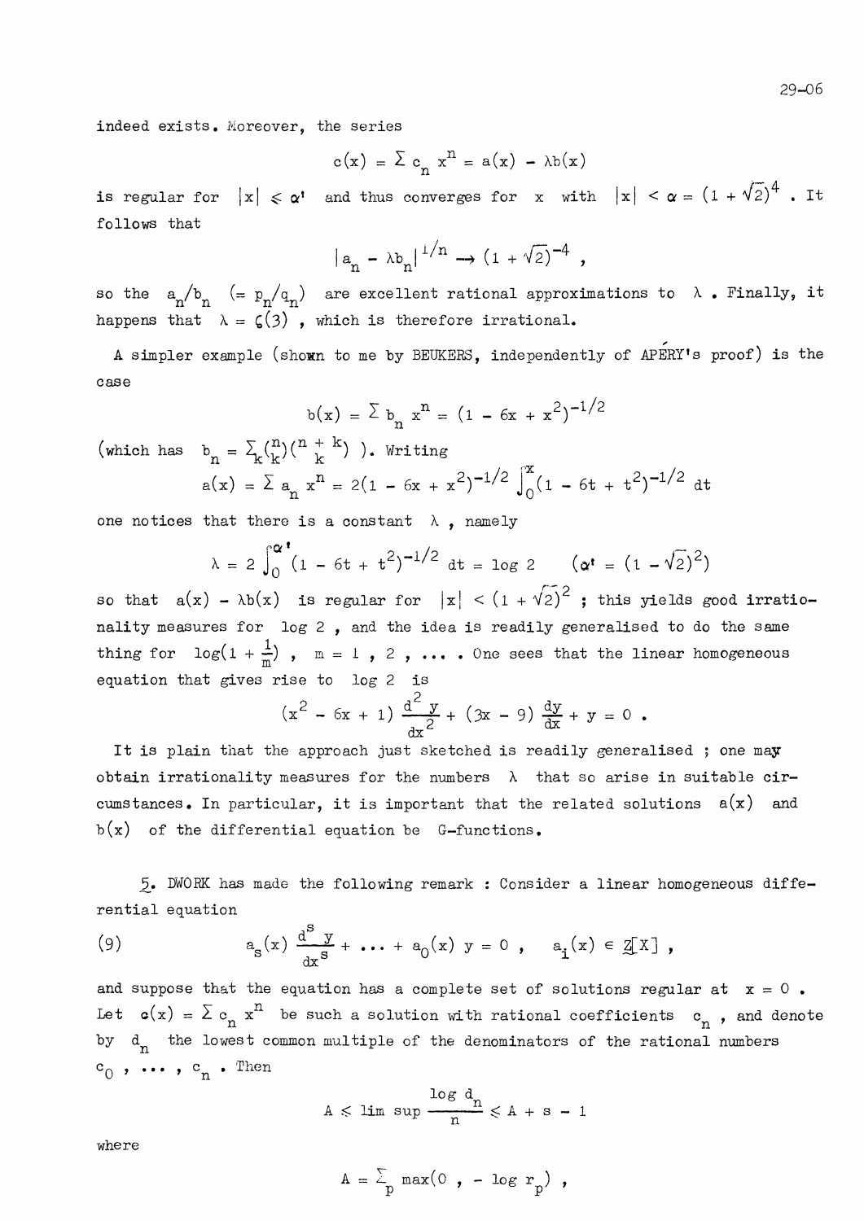indeed exists. Moreover, the series

$$c(x) = \sum c_n x^n = a(x) - \lambda b(x)$$

is regular for $|x| \leq \alpha'$ and thus converges for $x$ with $|x| < \alpha = (1+\sqrt{2})^4$. It follows that

$$|a_n - \lambda b_n|^{1/n} \to (1+\sqrt{2})^{-4} ,$$

so the $a_n/b_n$ $(= p_n/q_n)$ are excellent rational approximations to $\lambda$. Finally, it happens that $\lambda = \zeta(3)$, which is therefore irrational.

A simpler example (shown to me by BEUKERS, independently of APÉRY's proof) is the case

$$b(x) = \sum b_n x^n = (1 - 6x + x^2)^{-1/2}$$

(which has $b_n = \sum_k \binom{n}{k}\binom{n+k}{k}$ ). Writing

$$a(x) = \sum a_n x^n = 2(1 - 6x + x^2)^{-1/2} \int_0^x (1 - 6t + t^2)^{-1/2}\, dt$$

one notices that there is a constant $\lambda$, namely

$$\lambda = 2\int_0^{\alpha'} (1 - 6t + t^2)^{-1/2}\, dt = \log 2 \qquad (\alpha' = (1-\sqrt{2})^2)$$

so that $a(x) - \lambda b(x)$ is regular for $|x| < (1+\sqrt{2})^2$ ; this yields good irrationality measures for $\log 2$, and the idea is readily generalised to do the same thing for $\log(1 + \frac{1}{m})$, $m = 1, 2, \ldots$. One sees that the linear homogeneous equation that gives rise to $\log 2$ is

$$(x^2 - 6x + 1)\frac{d^2y}{dx^2} + (3x - 9)\frac{dy}{dx} + y = 0 .$$

It is plain that the approach just sketched is readily generalised ; one may obtain irrationality measures for the numbers $\lambda$ that so arise in suitable circumstances. In particular, it is important that the related solutions $a(x)$ and $b(x)$ of the differential equation be G-functions.

5. DWORK has made the following remark : Consider a linear homogeneous differential equation

$$(9) \qquad a_s(x)\frac{d^s y}{dx^s} + \ldots + a_0(x)\, y = 0 , \quad a_i(x) \in \mathbb{Z}[X] ,$$

and suppose that the equation has a complete set of solutions regular at $x = 0$. Let $c(x) = \sum c_n x^n$ be such a solution with rational coefficients $c_n$, and denote by $d_n$ the lowest common multiple of the denominators of the rational numbers $c_0, \ldots, c_n$. Then

$$A \leq \limsup \frac{\log d_n}{n} \leq A + s - 1$$

where

$$A = \sum_p \max(0 , -\log r_p) ,$$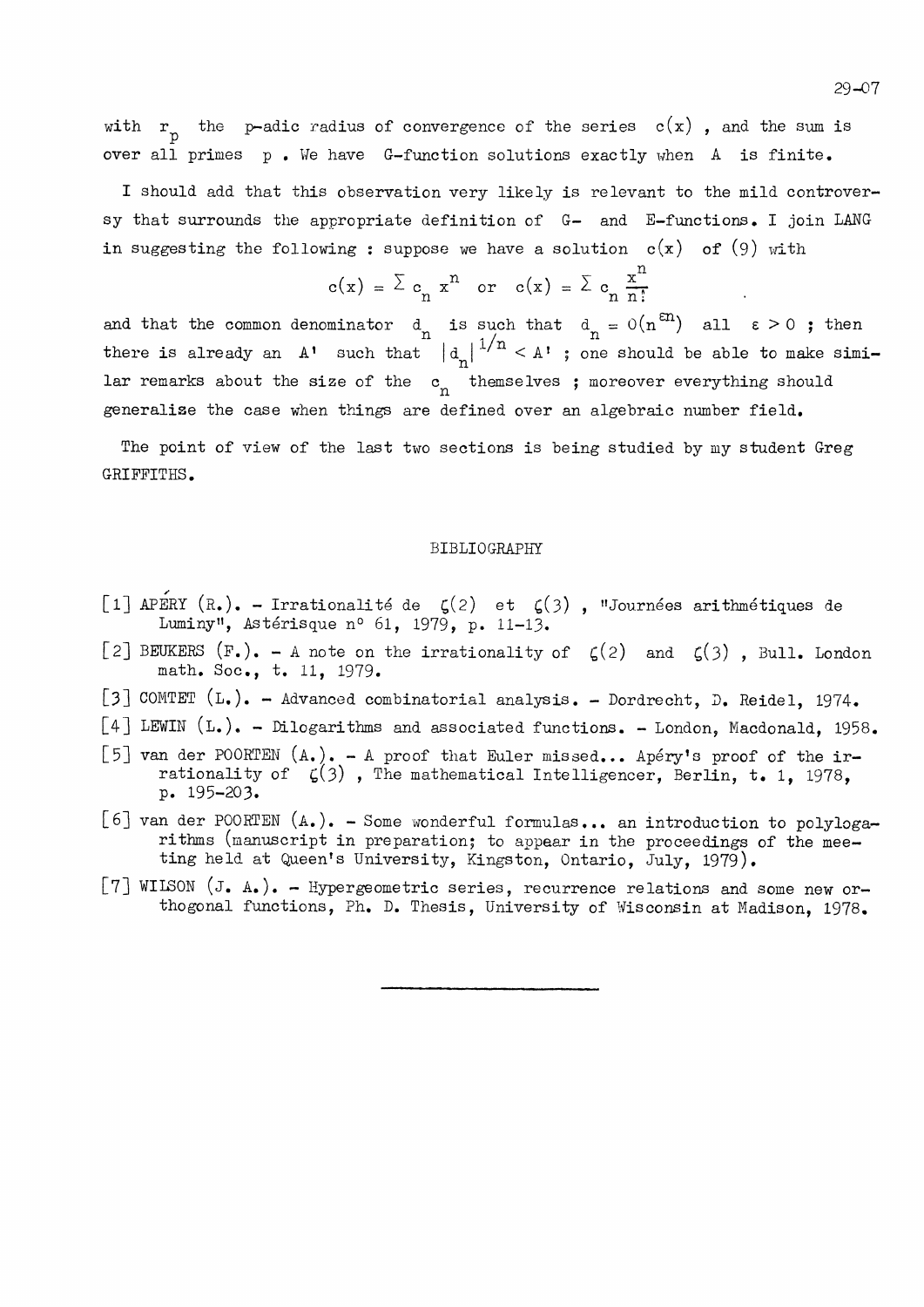with $r_p$ the p-adic radius of convergence of the series $c(x)$, and the sum is over all primes $p$. We have G-function solutions exactly when $A$ is finite.

I should add that this observation very likely is relevant to the mild controversy that surrounds the appropriate definition of G- and E-functions. I join LANG in suggesting the following : suppose we have a solution $c(x)$ of (9) with

$$c(x) = \sum c_n x^n \quad \text{or} \quad c(x) = \sum c_n \frac{x^n}{n!}$$

and that the common denominator $d_n$ is such that $d_n = O(n^{\varepsilon n})$ all $\varepsilon > 0$ ; then there is already an $A'$ such that $|d_n|^{1/n} < A'$ ; one should be able to make similar remarks about the size of the $c_n$ themselves ; moreover everything should generalize the case when things are defined over an algebraic number field.

The point of view of the last two sections is being studied by my student Greg GRIFFITHS.

## BIBLIOGRAPHY

[1] APÉRY (R.). - Irrationalité de $\zeta(2)$ et $\zeta(3)$, "Journées arithmétiques de Luminy", Astérisque n° 61, 1979, p. 11-13.

[2] BEUKERS (F.). - A note on the irrationality of $\zeta(2)$ and $\zeta(3)$, Bull. London math. Soc., t. 11, 1979.

[3] COMTET (L.). - Advanced combinatorial analysis. - Dordrecht, D. Reidel, 1974.

[4] LEWIN (L.). - Dilogarithms and associated functions. - London, Macdonald, 1958.

[5] van der POORTEN (A.). - A proof that Euler missed... Apéry's proof of the irrationality of $\zeta(3)$, The mathematical Intelligencer, Berlin, t. 1, 1978, p. 195-203.

[6] van der POORTEN (A.). - Some wonderful formulas... an introduction to polylogarithms (manuscript in preparation; to appear in the proceedings of the meeting held at Queen's University, Kingston, Ontario, July, 1979).

[7] WILSON (J. A.). - Hypergeometric series, recurrence relations and some new orthogonal functions, Ph. D. Thesis, University of Wisconsin at Madison, 1978.